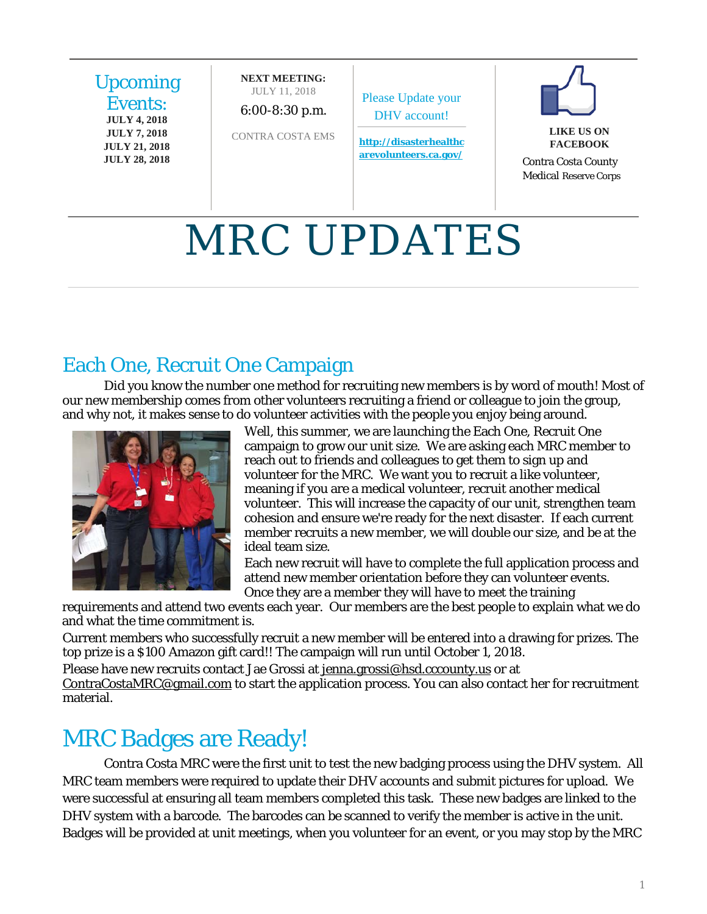## Upcoming Events:

**JULY 4, 2018**
**JULY 7, 2018**
**JULY 21, 2018**
**JULY 28, 2018**

**NEXT MEETING:**
JULY 11, 2018
6:00-8:30 p.m.
CONTRA COSTA EMS

Please Update your DHV account!

**http://disasterhealthcarevolunteers.ca.gov/**

**LIKE US ON FACEBOOK**
Contra Costa County Medical Reserve Corps

# MRC UPDATES

## Each One, Recruit One Campaign

Did you know the number one method for recruiting new members is by word of mouth! Most of our new membership comes from other volunteers recruiting a friend or colleague to join the group, and why not, it makes sense to do volunteer activities with the people you enjoy being around.

Well, this summer, we are launching the Each One, Recruit One campaign to grow our unit size. We are asking each MRC member to reach out to friends and colleagues to get them to sign up and volunteer for the MRC. We want you to recruit a like volunteer, meaning if you are a medical volunteer, recruit another medical volunteer. This will increase the capacity of our unit, strengthen team cohesion and ensure we're ready for the next disaster. If each current member recruits a new member, we will double our size, and be at the ideal team size.

Each new recruit will have to complete the full application process and attend new member orientation before they can volunteer events. Once they are a member they will have to meet the training requirements and attend two events each year. Our members are the best people to explain what we do and what the time commitment is.

Current members who successfully recruit a new member will be entered into a drawing for prizes. The top prize is a $100 Amazon gift card!! The campaign will run until October 1, 2018.

Please have new recruits contact Jae Grossi at jenna.grossi@hsd.cccounty.us or at ContraCostaMRC@gmail.com to start the application process. You can also contact her for recruitment material.

## MRC Badges are Ready!

Contra Costa MRC were the first unit to test the new badging process using the DHV system. All MRC team members were required to update their DHV accounts and submit pictures for upload. We were successful at ensuring all team members completed this task. These new badges are linked to the DHV system with a barcode. The barcodes can be scanned to verify the member is active in the unit. Badges will be provided at unit meetings, when you volunteer for an event, or you may stop by the MRC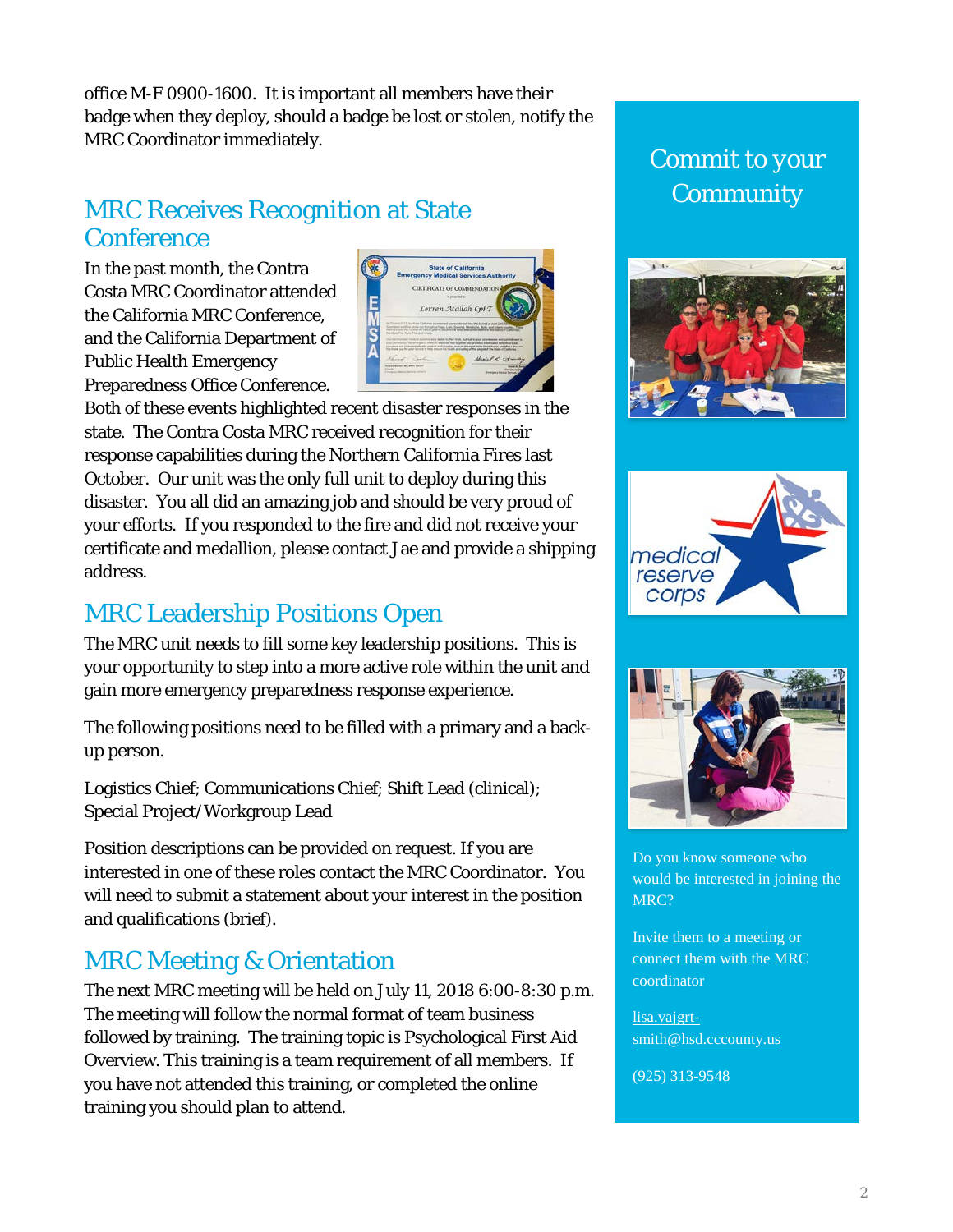office M-F 0900-1600. It is important all members have their badge when they deploy, should a badge be lost or stolen, notify the MRC Coordinator immediately.

## MRC Receives Recognition at State Conference

In the past month, the Contra Costa MRC Coordinator attended the California MRC Conference, and the California Department of Public Health Emergency Preparedness Office Conference. Both of these events highlighted recent disaster responses in the state. The Contra Costa MRC received recognition for their response capabilities during the Northern California Fires last October. Our unit was the only full unit to deploy during this disaster. You all did an amazing job and should be very proud of your efforts. If you responded to the fire and did not receive your certificate and medallion, please contact Jae and provide a shipping address.

## MRC Leadership Positions Open

The MRC unit needs to fill some key leadership positions. This is your opportunity to step into a more active role within the unit and gain more emergency preparedness response experience.

The following positions need to be filled with a primary and a back-up person.

Logistics Chief; Communications Chief; Shift Lead (clinical); Special Project/Workgroup Lead

Position descriptions can be provided on request. If you are interested in one of these roles contact the MRC Coordinator. You will need to submit a statement about your interest in the position and qualifications (brief).

## MRC Meeting & Orientation

The next MRC meeting will be held on July 11, 2018 6:00-8:30 p.m. The meeting will follow the normal format of team business followed by training. The training topic is Psychological First Aid Overview. This training is a team requirement of all members. If you have not attended this training, or completed the online training you should plan to attend.

## Commit to your Community

Do you know someone who would be interested in joining the MRC?

Invite them to a meeting or connect them with the MRC coordinator

lisa.vajgrt-smith@hsd.cccounty.us

(925) 313-9548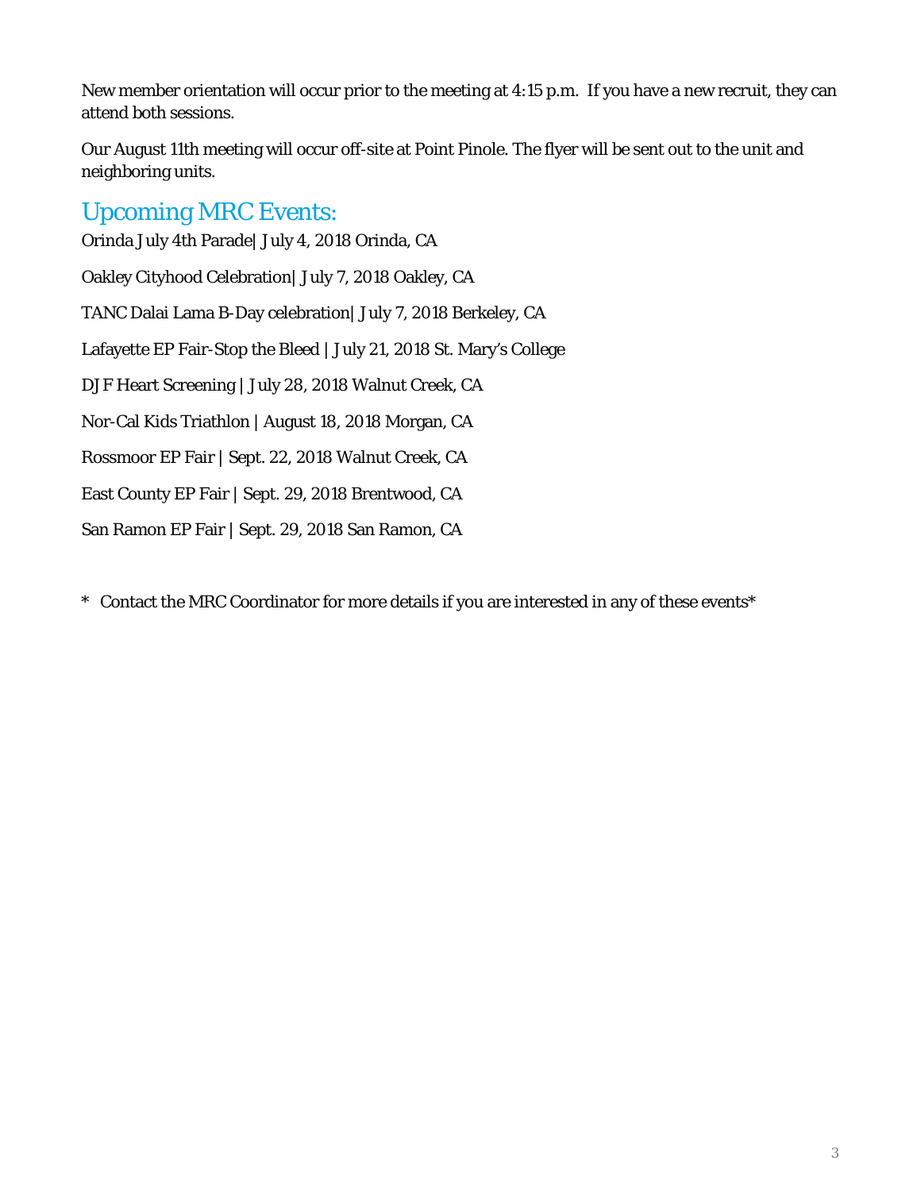New member orientation will occur prior to the meeting at 4:15 p.m.  If you have a new recruit, they can attend both sessions.

Our August 11th meeting will occur off-site at Point Pinole. The flyer will be sent out to the unit and neighboring units.

## Upcoming MRC Events:

Orinda July 4th Parade| July 4, 2018 Orinda, CA

Oakley Cityhood Celebration| July 7, 2018 Oakley, CA

TANC Dalai Lama B-Day celebration| July 7, 2018 Berkeley, CA

Lafayette EP Fair-Stop the Bleed | July 21, 2018 St. Mary's College

DJF Heart Screening | July 28, 2018 Walnut Creek, CA

Nor-Cal Kids Triathlon | August 18, 2018 Morgan, CA

Rossmoor EP Fair | Sept. 22, 2018 Walnut Creek, CA

East County EP Fair | Sept. 29, 2018 Brentwood, CA

San Ramon EP Fair | Sept. 29, 2018 San Ramon, CA

* Contact the MRC Coordinator for more details if you are interested in any of these events*